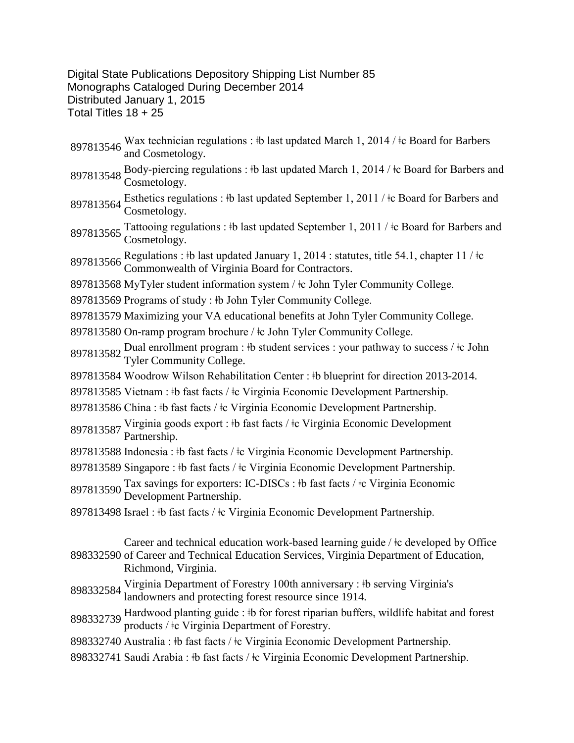Digital State Publications Depository Shipping List Number 85
Monographs Cataloged During December 2014
Distributed January 1, 2015
Total Titles 18 + 25

897813546 Wax technician regulations : ǂb last updated March 1, 2014 / ǂc Board for Barbers and Cosmetology.

897813548 Body-piercing regulations : ǂb last updated March 1, 2014 / ǂc Board for Barbers and Cosmetology.

897813564 Esthetics regulations : ǂb last updated September 1, 2011 / ǂc Board for Barbers and Cosmetology.

897813565 Tattooing regulations : ǂb last updated September 1, 2011 / ǂc Board for Barbers and Cosmetology.

897813566 Regulations : ǂb last updated January 1, 2014 : statutes, title 54.1, chapter 11 / ǂc Commonwealth of Virginia Board for Contractors.

897813568 MyTyler student information system / ǂc John Tyler Community College.

897813569 Programs of study : ǂb John Tyler Community College.

897813579 Maximizing your VA educational benefits at John Tyler Community College.

897813580 On-ramp program brochure / ǂc John Tyler Community College.

897813582 Dual enrollment program : ǂb student services : your pathway to success / ǂc John Tyler Community College.

897813584 Woodrow Wilson Rehabilitation Center : ǂb blueprint for direction 2013-2014.

897813585 Vietnam : ǂb fast facts / ǂc Virginia Economic Development Partnership.

897813586 China : ǂb fast facts / ǂc Virginia Economic Development Partnership.

897813587 Virginia goods export : ǂb fast facts / ǂc Virginia Economic Development Partnership.

897813588 Indonesia : ǂb fast facts / ǂc Virginia Economic Development Partnership.

897813589 Singapore : ǂb fast facts / ǂc Virginia Economic Development Partnership.

897813590 Tax savings for exporters: IC-DISCs : ǂb fast facts / ǂc Virginia Economic Development Partnership.

897813498 Israel : ǂb fast facts / ǂc Virginia Economic Development Partnership.

898332590 Career and technical education work-based learning guide / ǂc developed by Office of Career and Technical Education Services, Virginia Department of Education, Richmond, Virginia.

898332584 Virginia Department of Forestry 100th anniversary : ǂb serving Virginia's landowners and protecting forest resource since 1914.

898332739 Hardwood planting guide : ǂb for forest riparian buffers, wildlife habitat and forest products / ǂc Virginia Department of Forestry.

898332740 Australia : ǂb fast facts / ǂc Virginia Economic Development Partnership.

898332741 Saudi Arabia : ǂb fast facts / ǂc Virginia Economic Development Partnership.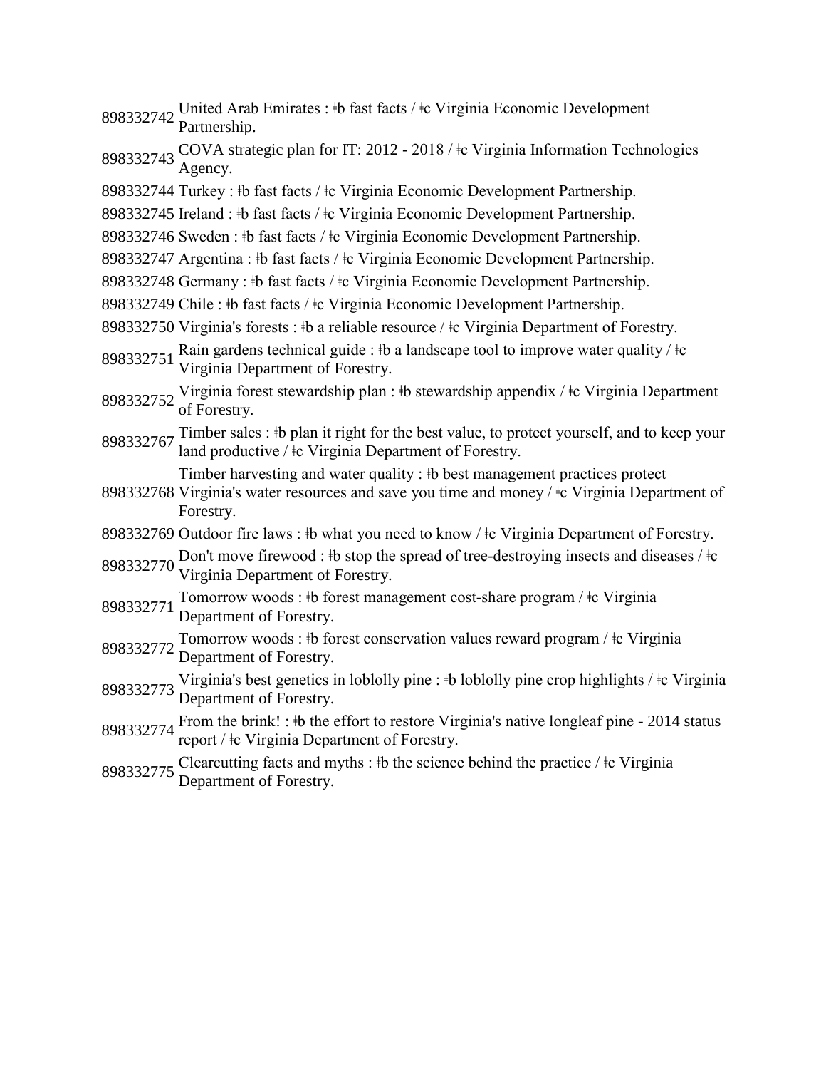| | |
|---|---|
| 898332742 | United Arab Emirates : ǂb fast facts / ǂc Virginia Economic Development Partnership. |
| 898332743 | COVA strategic plan for IT: 2012 - 2018 / ǂc Virginia Information Technologies Agency. |
| 898332744 | Turkey : ǂb fast facts / ǂc Virginia Economic Development Partnership. |
| 898332745 | Ireland : ǂb fast facts / ǂc Virginia Economic Development Partnership. |
| 898332746 | Sweden : ǂb fast facts / ǂc Virginia Economic Development Partnership. |
| 898332747 | Argentina : ǂb fast facts / ǂc Virginia Economic Development Partnership. |
| 898332748 | Germany : ǂb fast facts / ǂc Virginia Economic Development Partnership. |
| 898332749 | Chile : ǂb fast facts / ǂc Virginia Economic Development Partnership. |
| 898332750 | Virginia's forests : ǂb a reliable resource / ǂc Virginia Department of Forestry. |
| 898332751 | Rain gardens technical guide : ǂb a landscape tool to improve water quality / ǂc Virginia Department of Forestry. |
| 898332752 | Virginia forest stewardship plan : ǂb stewardship appendix / ǂc Virginia Department of Forestry. |
| 898332767 | Timber sales : ǂb plan it right for the best value, to protect yourself, and to keep your land productive / ǂc Virginia Department of Forestry. |
| 898332768 | Timber harvesting and water quality : ǂb best management practices protect Virginia's water resources and save you time and money / ǂc Virginia Department of Forestry. |
| 898332769 | Outdoor fire laws : ǂb what you need to know / ǂc Virginia Department of Forestry. |
| 898332770 | Don't move firewood : ǂb stop the spread of tree-destroying insects and diseases / ǂc Virginia Department of Forestry. |
| 898332771 | Tomorrow woods : ǂb forest management cost-share program / ǂc Virginia Department of Forestry. |
| 898332772 | Tomorrow woods : ǂb forest conservation values reward program / ǂc Virginia Department of Forestry. |
| 898332773 | Virginia's best genetics in loblolly pine : ǂb loblolly pine crop highlights / ǂc Virginia Department of Forestry. |
| 898332774 | From the brink! : ǂb the effort to restore Virginia's native longleaf pine - 2014 status report / ǂc Virginia Department of Forestry. |
| 898332775 | Clearcutting facts and myths : ǂb the science behind the practice / ǂc Virginia Department of Forestry. |